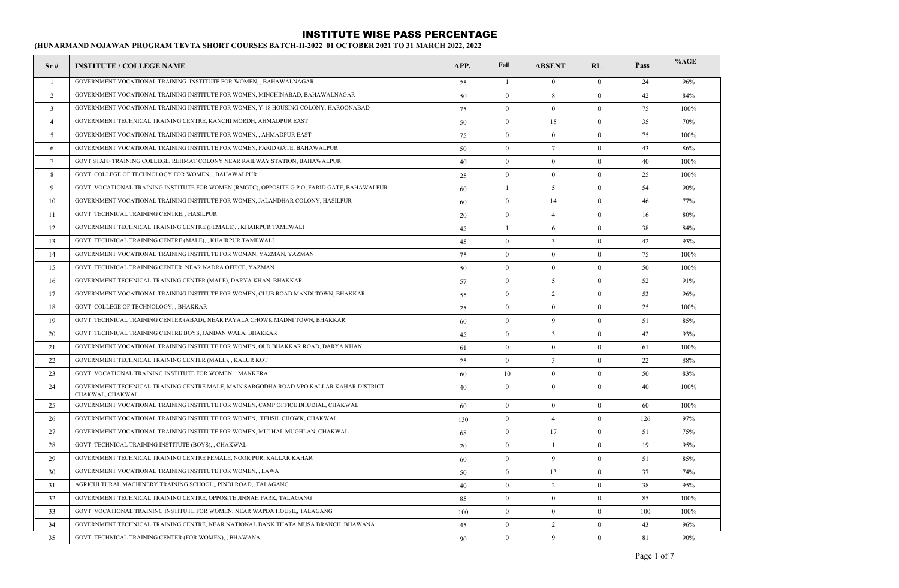# INSTITUTE WISE PASS PERCENTAGE

**(HUNARMAND NOJAWAN PROGRAM TEVTA SHORT COURSES BATCH-II-2022 01 OCTOBER 2021 TO 31 MARCH 2022, 2022**

| Sr # | INSTITUTE / COLLEGE NAME | APP. | Fail | ABSENT | RL | Pass | %AGE |
|---|---|---|---|---|---|---|---|
| 1 | GOVERNMENT VOCATIONAL TRAINING INSTITUTE FOR WOMEN, , BAHAWALNAGAR | 25 | 1 | 0 | 0 | 24 | 96% |
| 2 | GOVERNMENT VOCATIONAL TRAINING INSTITUTE FOR WOMEN, MINCHINABAD, BAHAWALNAGAR | 50 | 0 | 8 | 0 | 42 | 84% |
| 3 | GOVERNMENT VOCATIONAL TRAINING INSTITUTE FOR WOMEN, Y-18 HOUSING COLONY, HAROONABAD | 75 | 0 | 0 | 0 | 75 | 100% |
| 4 | GOVERNMENT TECHNICAL TRAINING CENTRE, KANCHI MORDH, AHMADPUR EAST | 50 | 0 | 15 | 0 | 35 | 70% |
| 5 | GOVERNMENT VOCATIONAL TRAINING INSTITUTE FOR WOMEN, , AHMADPUR EAST | 75 | 0 | 0 | 0 | 75 | 100% |
| 6 | GOVERNMENT VOCATIONAL TRAINING INSTITUTE FOR WOMEN, FARID GATE, BAHAWALPUR | 50 | 0 | 7 | 0 | 43 | 86% |
| 7 | GOVT STAFF TRAINING COLLEGE, REHMAT COLONY NEAR RAILWAY STATION, BAHAWALPUR | 40 | 0 | 0 | 0 | 40 | 100% |
| 8 | GOVT. COLLEGE OF TECHNOLOGY FOR WOMEN, , BAHAWALPUR | 25 | 0 | 0 | 0 | 25 | 100% |
| 9 | GOVT. VOCATIONAL TRAINING INSTITUTE FOR WOMEN (RMGTC), OPPOSITE G.P.O, FARID GATE, BAHAWALPUR | 60 | 1 | 5 | 0 | 54 | 90% |
| 10 | GOVERNMENT VOCATIONAL TRAINING INSTITUTE FOR WOMEN, JALANDHAR COLONY, HASILPUR | 60 | 0 | 14 | 0 | 46 | 77% |
| 11 | GOVT. TECHNICAL TRAINING CENTRE, , HASILPUR | 20 | 0 | 4 | 0 | 16 | 80% |
| 12 | GOVERNMENT TECHNICAL TRAINING CENTRE (FEMALE), , KHAIRPUR TAMEWALI | 45 | 1 | 6 | 0 | 38 | 84% |
| 13 | GOVT. TECHNICAL TRAINING CENTRE (MALE), , KHAIRPUR TAMEWALI | 45 | 0 | 3 | 0 | 42 | 93% |
| 14 | GOVERNMENT VOCATIONAL TRAINING INSTITUTE FOR WOMAN, YAZMAN, YAZMAN | 75 | 0 | 0 | 0 | 75 | 100% |
| 15 | GOVT. TECHNICAL TRAINING CENTER, NEAR NADRA OFFICE, YAZMAN | 50 | 0 | 0 | 0 | 50 | 100% |
| 16 | GOVERNMENT TECHNICAL TRAINING CENTER (MALE), DARYA KHAN, BHAKKAR | 57 | 0 | 5 | 0 | 52 | 91% |
| 17 | GOVERNMENT VOCATIONAL TRAINING INSTITUTE FOR WOMEN, CLUB ROAD MANDI TOWN, BHAKKAR | 55 | 0 | 2 | 0 | 53 | 96% |
| 18 | GOVT. COLLEGE OF TECHNOLOGY, , BHAKKAR | 25 | 0 | 0 | 0 | 25 | 100% |
| 19 | GOVT. TECHNICAL TRAINING CENTER (ABAD), NEAR PAYALA CHOWK MADNI TOWN, BHAKKAR | 60 | 0 | 9 | 0 | 51 | 85% |
| 20 | GOVT. TECHNICAL TRAINING CENTRE BOYS, JANDAN WALA, BHAKKAR | 45 | 0 | 3 | 0 | 42 | 93% |
| 21 | GOVERNMENT VOCATIONAL TRAINING INSTITUTE FOR WOMEN, OLD BHAKKAR ROAD, DARYA KHAN | 61 | 0 | 0 | 0 | 61 | 100% |
| 22 | GOVERNMENT TECHNICAL TRAINING CENTER (MALE), , KALUR KOT | 25 | 0 | 3 | 0 | 22 | 88% |
| 23 | GOVT. VOCATIONAL TRAINING INSTITUTE FOR WOMEN, , MANKERA | 60 | 10 | 0 | 0 | 50 | 83% |
| 24 | GOVERNMENT TECHNICAL TRAINING CENTRE MALE, MAIN SARGODHA ROAD VPO KALLAR KAHAR DISTRICT CHAKWAL, CHAKWAL | 40 | 0 | 0 | 0 | 40 | 100% |
| 25 | GOVERNMENT VOCATIONAL TRAINING INSTITUTE FOR WOMEN, CAMP OFFICE DHUDIAL, CHAKWAL | 60 | 0 | 0 | 0 | 60 | 100% |
| 26 | GOVERNMENT VOCATIONAL TRAINING INSTITUTE FOR WOMEN, TEHSIL CHOWK, CHAKWAL | 130 | 0 | 4 | 0 | 126 | 97% |
| 27 | GOVERNMENT VOCATIONAL TRAINING INSTITUTE FOR WOMEN, MULHAL MUGHLAN, CHAKWAL | 68 | 0 | 17 | 0 | 51 | 75% |
| 28 | GOVT. TECHNICAL TRAINING INSTITUTE (BOYS), , CHAKWAL | 20 | 0 | 1 | 0 | 19 | 95% |
| 29 | GOVERNMENT TECHNICAL TRAINING CENTRE FEMALE, NOOR PUR, KALLAR KAHAR | 60 | 0 | 9 | 0 | 51 | 85% |
| 30 | GOVERNMENT VOCATIONAL TRAINING INSTITUTE FOR WOMEN, , LAWA | 50 | 0 | 13 | 0 | 37 | 74% |
| 31 | AGRICULTURAL MACHINERY TRAINING SCHOOL,, PINDI ROAD,, TALAGANG | 40 | 0 | 2 | 0 | 38 | 95% |
| 32 | GOVERNMENT TECHNICAL TRAINING CENTRE, OPPOSITE JINNAH PARK, TALAGANG | 85 | 0 | 0 | 0 | 85 | 100% |
| 33 | GOVT. VOCATIONAL TRAINING INSTITUTE FOR WOMEN, NEAR WAPDA HOUSE,, TALAGANG | 100 | 0 | 0 | 0 | 100 | 100% |
| 34 | GOVERNMENT TECHNICAL TRAINING CENTRE, NEAR NATIONAL BANK THATA MUSA BRANCH, BHAWANA | 45 | 0 | 2 | 0 | 43 | 96% |
| 35 | GOVT. TECHNICAL TRAINING CENTER (FOR WOMEN), , BHAWANA | 90 | 0 | 9 | 0 | 81 | 90% |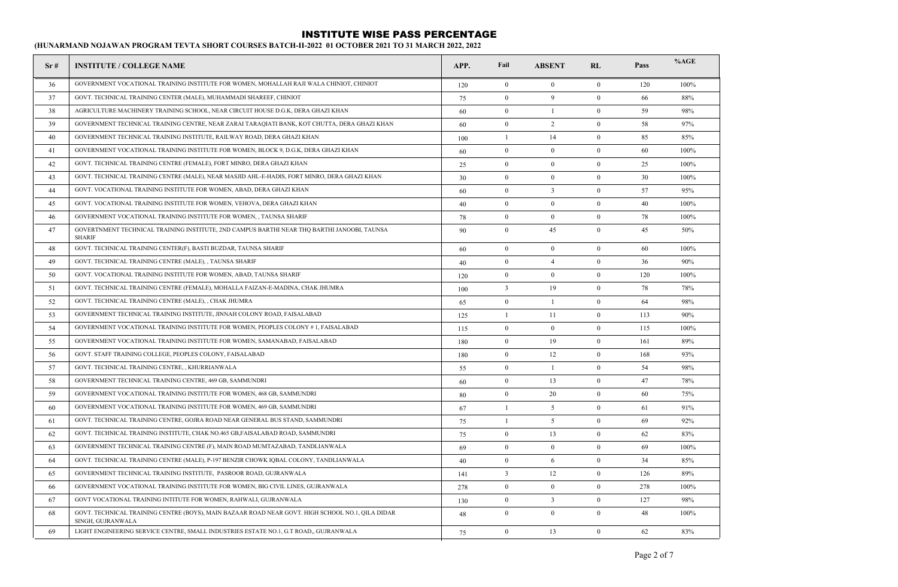# INSTITUTE WISE PASS PERCENTAGE

**(HUNARMAND NOJAWAN PROGRAM TEVTA SHORT COURSES BATCH-II-2022 01 OCTOBER 2021 TO 31 MARCH 2022, 2022**

| Sr # | INSTITUTE / COLLEGE NAME | APP. | Fail | ABSENT | RL | Pass | %AGE |
|---|---|---|---|---|---|---|---|
| 36 | GOVERNMENT VOCATIONAL TRAINING INSTITUTE FOR WOMEN, MOHALLAH RAJI WALA CHINIOT, CHINIOT | 120 | 0 | 0 | 0 | 120 | 100% |
| 37 | GOVT. TECHNICAL TRAINING CENTER (MALE), MUHAMMADI SHAREEF, CHINIOT | 75 | 0 | 9 | 0 | 66 | 88% |
| 38 | AGRICULTURE MACHINERY TRAINING SCHOOL, NEAR CIRCUIT HOUSE D.G.K, DERA GHAZI KHAN | 60 | 0 | 1 | 0 | 59 | 98% |
| 39 | GOVERNMENT TECHNICAL TRAINING CENTRE, NEAR ZARAI TARAQIATI BANK, KOT CHUTTA, DERA GHAZI KHAN | 60 | 0 | 2 | 0 | 58 | 97% |
| 40 | GOVERNMENT TECHNICAL TRAINING INSTITUTE, RAILWAY ROAD, DERA GHAZI KHAN | 100 | 1 | 14 | 0 | 85 | 85% |
| 41 | GOVERNMENT VOCATIONAL TRAINING INSTITUTE FOR WOMEN, BLOCK 9, D.G.K, DERA GHAZI KHAN | 60 | 0 | 0 | 0 | 60 | 100% |
| 42 | GOVT. TECHNICAL TRAINING CENTRE (FEMALE), FORT MINRO, DERA GHAZI KHAN | 25 | 0 | 0 | 0 | 25 | 100% |
| 43 | GOVT. TECHNICAL TRAINING CENTRE (MALE), NEAR MASJID AHL-E-HADIS, FORT MINRO, DERA GHAZI KHAN | 30 | 0 | 0 | 0 | 30 | 100% |
| 44 | GOVT. VOCATIONAL TRAINING INSTITUTE FOR WOMEN, ABAD, DERA GHAZI KHAN | 60 | 0 | 3 | 0 | 57 | 95% |
| 45 | GOVT. VOCATIONAL TRAINING INSTITUTE FOR WOMEN, VEHOVA, DERA GHAZI KHAN | 40 | 0 | 0 | 0 | 40 | 100% |
| 46 | GOVERNMENT VOCATIONAL TRAINING INSTITUTE FOR WOMEN, , TAUNSA SHARIF | 78 | 0 | 0 | 0 | 78 | 100% |
| 47 | GOVERTNMENT TECHNICAL TRAINING INSTITUTE, 2ND CAMPUS BARTHI NEAR THQ BARTHI JANOOBI, TAUNSA SHARIF | 90 | 0 | 45 | 0 | 45 | 50% |
| 48 | GOVT. TECHNICAL TRAINING CENTER(F), BASTI BUZDAR, TAUNSA SHARIF | 60 | 0 | 0 | 0 | 60 | 100% |
| 49 | GOVT. TECHNICAL TRAINING CENTRE (MALE), , TAUNSA SHARIF | 40 | 0 | 4 | 0 | 36 | 90% |
| 50 | GOVT. VOCATIONAL TRAINING INSTITUTE FOR WOMEN, ABAD, TAUNSA SHARIF | 120 | 0 | 0 | 0 | 120 | 100% |
| 51 | GOVT. TECHNICAL TRAINING CENTRE (FEMALE), MOHALLA FAIZAN-E-MADINA, CHAK JHUMRA | 100 | 3 | 19 | 0 | 78 | 78% |
| 52 | GOVT. TECHNICAL TRAINING CENTRE (MALE), , CHAK JHUMRA | 65 | 0 | 1 | 0 | 64 | 98% |
| 53 | GOVERNMENT TECHNICAL TRAINING INSTITUTE, JINNAH COLONY ROAD, FAISALABAD | 125 | 1 | 11 | 0 | 113 | 90% |
| 54 | GOVERNMENT VOCATIONAL TRAINING INSTITUTE FOR WOMEN, PEOPLES COLONY # 1, FAISALABAD | 115 | 0 | 0 | 0 | 115 | 100% |
| 55 | GOVERNMENT VOCATIONAL TRAINING INSTITUTE FOR WOMEN, SAMANABAD, FAISALABAD | 180 | 0 | 19 | 0 | 161 | 89% |
| 56 | GOVT. STAFF TRAINING COLLEGE, PEOPLES COLONY, FAISALABAD | 180 | 0 | 12 | 0 | 168 | 93% |
| 57 | GOVT. TECHNICAL TRAINING CENTRE, , KHURRIANWALA | 55 | 0 | 1 | 0 | 54 | 98% |
| 58 | GOVERNMENT TECHNICAL TRAINING CENTRE, 469 GB, SAMMUNDRI | 60 | 0 | 13 | 0 | 47 | 78% |
| 59 | GOVERNMENT VOCATIONAL TRAINING INSTITUTE FOR WOMEN, 468 GB, SAMMUNDRI | 80 | 0 | 20 | 0 | 60 | 75% |
| 60 | GOVERNMENT VOCATIONAL TRAINING INSTITUTE FOR WOMEN, 469 GB, SAMMUNDRI | 67 | 1 | 5 | 0 | 61 | 91% |
| 61 | GOVT. TECHNICAL TRAINING CENTRE, GOJRA ROAD NEAR GENERAL BUS STAND, SAMMUNDRI | 75 | 1 | 5 | 0 | 69 | 92% |
| 62 | GOVT. TECHNICAL TRAINING INSTITUTE, CHAK NO.465 GB,FAISALABAD ROAD, SAMMUNDRI | 75 | 0 | 13 | 0 | 62 | 83% |
| 63 | GOVERNMENT TECHNICAL TRAINING CENTRE (F), MAIN ROAD MUMTAZABAD, TANDLIANWALA | 69 | 0 | 0 | 0 | 69 | 100% |
| 64 | GOVT. TECHNICAL TRAINING CENTRE (MALE), P-197 BENZIR CHOWK IQBAL COLONY, TANDLIANWALA | 40 | 0 | 6 | 0 | 34 | 85% |
| 65 | GOVERNMENT TECHNICAL TRAINING INSTITUTE, PASROOR ROAD, GUJRANWALA | 141 | 3 | 12 | 0 | 126 | 89% |
| 66 | GOVERNMENT VOCATIONAL TRAINING INSTITUTE FOR WOMEN, BIG CIVIL LINES, GUJRANWALA | 278 | 0 | 0 | 0 | 278 | 100% |
| 67 | GOVT VOCATIONAL TRAINING INTITUTE FOR WOMEN, RAHWALI, GUJRANWALA | 130 | 0 | 3 | 0 | 127 | 98% |
| 68 | GOVT. TECHNICAL TRAINING CENTRE (BOYS), MAIN BAZAAR ROAD NEAR GOVT. HIGH SCHOOL NO.1, QILA DIDAR SINGH, GUJRANWALA | 48 | 0 | 0 | 0 | 48 | 100% |
| 69 | LIGHT ENGINEERING SERVICE CENTRE, SMALL INDUSTRIES ESTATE NO.1, G.T ROAD,, GUJRANWALA | 75 | 0 | 13 | 0 | 62 | 83% |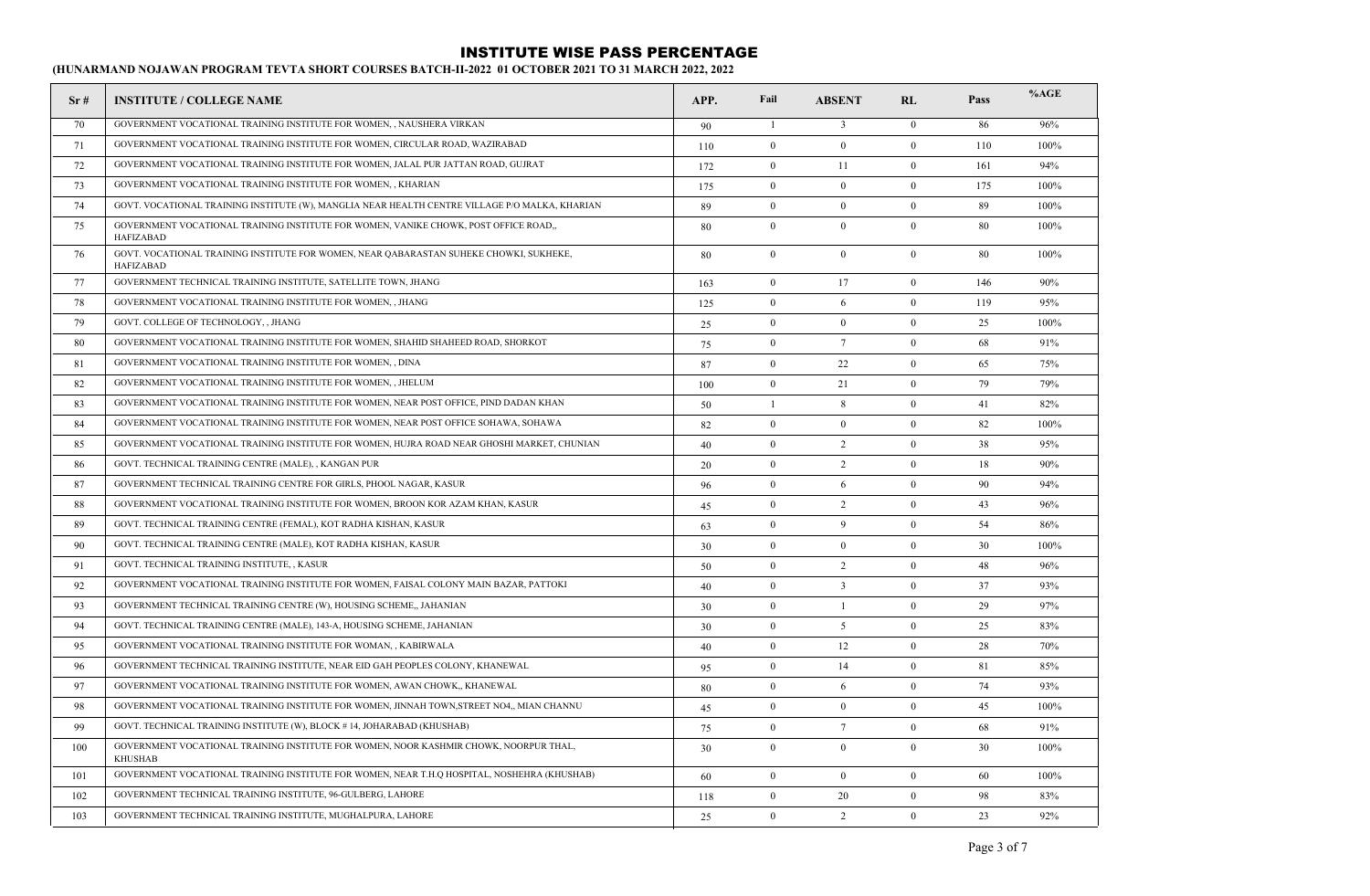# INSTITUTE WISE PASS PERCENTAGE

**(HUNARMAND NOJAWAN PROGRAM TEVTA SHORT COURSES BATCH-II-2022 01 OCTOBER 2021 TO 31 MARCH 2022, 2022**

| Sr # | INSTITUTE / COLLEGE NAME | APP. | Fail | ABSENT | RL | Pass | %AGE |
|---|---|---|---|---|---|---|---|
| 70 | GOVERNMENT VOCATIONAL TRAINING INSTITUTE FOR WOMEN, , NAUSHERA VIRKAN | 90 | 1 | 3 | 0 | 86 | 96% |
| 71 | GOVERNMENT VOCATIONAL TRAINING INSTITUTE FOR WOMEN, CIRCULAR ROAD, WAZIRABAD | 110 | 0 | 0 | 0 | 110 | 100% |
| 72 | GOVERNMENT VOCATIONAL TRAINING INSTITUTE FOR WOMEN, JALAL PUR JATTAN ROAD, GUJRAT | 172 | 0 | 11 | 0 | 161 | 94% |
| 73 | GOVERNMENT VOCATIONAL TRAINING INSTITUTE FOR WOMEN, , KHARIAN | 175 | 0 | 0 | 0 | 175 | 100% |
| 74 | GOVT. VOCATIONAL TRAINING INSTITUTE (W), MANGLIA NEAR HEALTH CENTRE VILLAGE P/O MALKA, KHARIAN | 89 | 0 | 0 | 0 | 89 | 100% |
| 75 | GOVERNMENT VOCATIONAL TRAINING INSTITUTE FOR WOMEN, VANIKE CHOWK, POST OFFICE ROAD,, HAFIZABAD | 80 | 0 | 0 | 0 | 80 | 100% |
| 76 | GOVT. VOCATIONAL TRAINING INSTITUTE FOR WOMEN, NEAR QABARASTAN SUHEKE CHOWKI, SUKHEKE, HAFIZABAD | 80 | 0 | 0 | 0 | 80 | 100% |
| 77 | GOVERNMENT TECHNICAL TRAINING INSTITUTE, SATELLITE TOWN, JHANG | 163 | 0 | 17 | 0 | 146 | 90% |
| 78 | GOVERNMENT VOCATIONAL TRAINING INSTITUTE FOR WOMEN, , JHANG | 125 | 0 | 6 | 0 | 119 | 95% |
| 79 | GOVT. COLLEGE OF TECHNOLOGY, , JHANG | 25 | 0 | 0 | 0 | 25 | 100% |
| 80 | GOVERNMENT VOCATIONAL TRAINING INSTITUTE FOR WOMEN, SHAHID SHAHEED ROAD, SHORKOT | 75 | 0 | 7 | 0 | 68 | 91% |
| 81 | GOVERNMENT VOCATIONAL TRAINING INSTITUTE FOR WOMEN, , DINA | 87 | 0 | 22 | 0 | 65 | 75% |
| 82 | GOVERNMENT VOCATIONAL TRAINING INSTITUTE FOR WOMEN, , JHELUM | 100 | 0 | 21 | 0 | 79 | 79% |
| 83 | GOVERNMENT VOCATIONAL TRAINING INSTITUTE FOR WOMEN, NEAR POST OFFICE, PIND DADAN KHAN | 50 | 1 | 8 | 0 | 41 | 82% |
| 84 | GOVERNMENT VOCATIONAL TRAINING INSTITUTE FOR WOMEN, NEAR POST OFFICE SOHAWA, SOHAWA | 82 | 0 | 0 | 0 | 82 | 100% |
| 85 | GOVERNMENT VOCATIONAL TRAINING INSTITUTE FOR WOMEN, HUJRA ROAD NEAR GHOSHI MARKET, CHUNIAN | 40 | 0 | 2 | 0 | 38 | 95% |
| 86 | GOVT. TECHNICAL TRAINING CENTRE (MALE), , KANGAN PUR | 20 | 0 | 2 | 0 | 18 | 90% |
| 87 | GOVERNMENT TECHNICAL TRAINING CENTRE FOR GIRLS, PHOOL NAGAR, KASUR | 96 | 0 | 6 | 0 | 90 | 94% |
| 88 | GOVERNMENT VOCATIONAL TRAINING INSTITUTE FOR WOMEN, BROON KOR AZAM KHAN, KASUR | 45 | 0 | 2 | 0 | 43 | 96% |
| 89 | GOVT. TECHNICAL TRAINING CENTRE (FEMAL), KOT RADHA KISHAN, KASUR | 63 | 0 | 9 | 0 | 54 | 86% |
| 90 | GOVT. TECHNICAL TRAINING CENTRE (MALE), KOT RADHA KISHAN, KASUR | 30 | 0 | 0 | 0 | 30 | 100% |
| 91 | GOVT. TECHNICAL TRAINING INSTITUTE, , KASUR | 50 | 0 | 2 | 0 | 48 | 96% |
| 92 | GOVERNMENT VOCATIONAL TRAINING INSTITUTE FOR WOMEN, FAISAL COLONY MAIN BAZAR, PATTOKI | 40 | 0 | 3 | 0 | 37 | 93% |
| 93 | GOVERNMENT TECHNICAL TRAINING CENTRE (W), HOUSING SCHEME,, JAHANIAN | 30 | 0 | 1 | 0 | 29 | 97% |
| 94 | GOVT. TECHNICAL TRAINING CENTRE (MALE), 143-A, HOUSING SCHEME, JAHANIAN | 30 | 0 | 5 | 0 | 25 | 83% |
| 95 | GOVERNMENT VOCATIONAL TRAINING INSTITUTE FOR WOMAN, , KABIRWALA | 40 | 0 | 12 | 0 | 28 | 70% |
| 96 | GOVERNMENT TECHNICAL TRAINING INSTITUTE, NEAR EID GAH PEOPLES COLONY, KHANEWAL | 95 | 0 | 14 | 0 | 81 | 85% |
| 97 | GOVERNMENT VOCATIONAL TRAINING INSTITUTE FOR WOMEN, AWAN CHOWK,, KHANEWAL | 80 | 0 | 6 | 0 | 74 | 93% |
| 98 | GOVERNMENT VOCATIONAL TRAINING INSTITUTE FOR WOMEN, JINNAH TOWN,STREET NO4,, MIAN CHANNU | 45 | 0 | 0 | 0 | 45 | 100% |
| 99 | GOVT. TECHNICAL TRAINING INSTITUTE (W), BLOCK # 14, JOHARABAD (KHUSHAB) | 75 | 0 | 7 | 0 | 68 | 91% |
| 100 | GOVERNMENT VOCATIONAL TRAINING INSTITUTE FOR WOMEN, NOOR KASHMIR CHOWK, NOORPUR THAL, KHUSHAB | 30 | 0 | 0 | 0 | 30 | 100% |
| 101 | GOVERNMENT VOCATIONAL TRAINING INSTITUTE FOR WOMEN, NEAR T.H.Q HOSPITAL, NOSHEHRA (KHUSHAB) | 60 | 0 | 0 | 0 | 60 | 100% |
| 102 | GOVERNMENT TECHNICAL TRAINING INSTITUTE, 96-GULBERG, LAHORE | 118 | 0 | 20 | 0 | 98 | 83% |
| 103 | GOVERNMENT TECHNICAL TRAINING INSTITUTE, MUGHALPURA, LAHORE | 25 | 0 | 2 | 0 | 23 | 92% |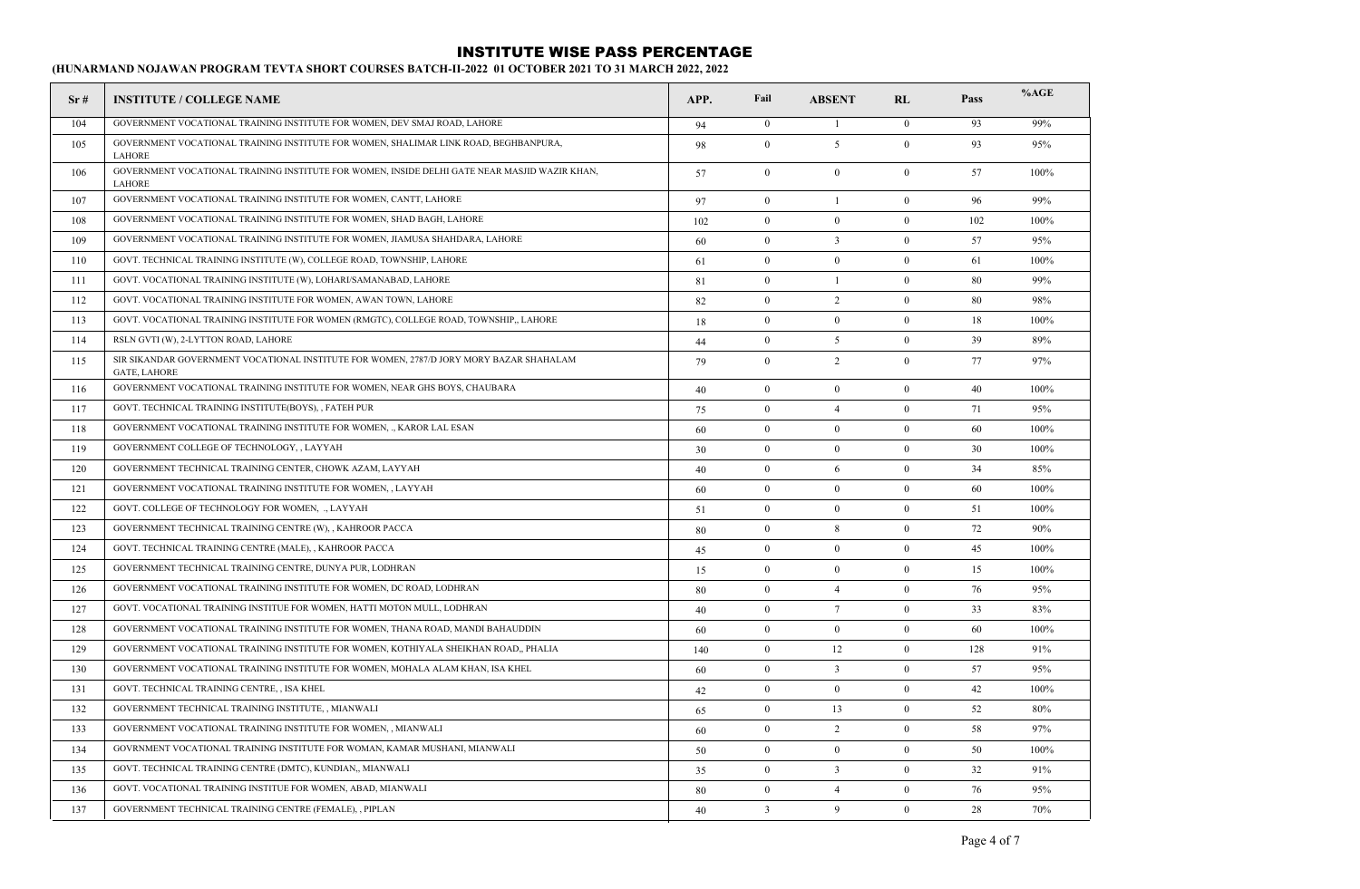# INSTITUTE WISE PASS PERCENTAGE

**(HUNARMAND NOJAWAN PROGRAM TEVTA SHORT COURSES BATCH-II-2022 01 OCTOBER 2021 TO 31 MARCH 2022, 2022**

| Sr # | INSTITUTE / COLLEGE NAME | APP. | Fail | ABSENT | RL | Pass | %AGE |
|---|---|---|---|---|---|---|---|
| 104 | GOVERNMENT VOCATIONAL TRAINING INSTITUTE FOR WOMEN, DEV SMAJ ROAD, LAHORE | 94 | 0 | 1 | 0 | 93 | 99% |
| 105 | GOVERNMENT VOCATIONAL TRAINING INSTITUTE FOR WOMEN, SHALIMAR LINK ROAD, BEGHBANPURA, LAHORE | 98 | 0 | 5 | 0 | 93 | 95% |
| 106 | GOVERNMENT VOCATIONAL TRAINING INSTITUTE FOR WOMEN, INSIDE DELHI GATE NEAR MASJID WAZIR KHAN, LAHORE | 57 | 0 | 0 | 0 | 57 | 100% |
| 107 | GOVERNMENT VOCATIONAL TRAINING INSTITUTE FOR WOMEN, CANTT, LAHORE | 97 | 0 | 1 | 0 | 96 | 99% |
| 108 | GOVERNMENT VOCATIONAL TRAINING INSTITUTE FOR WOMEN, SHAD BAGH, LAHORE | 102 | 0 | 0 | 0 | 102 | 100% |
| 109 | GOVERNMENT VOCATIONAL TRAINING INSTITUTE FOR WOMEN, JIAMUSA SHAHDARA, LAHORE | 60 | 0 | 3 | 0 | 57 | 95% |
| 110 | GOVT. TECHNICAL TRAINING INSTITUTE (W), COLLEGE ROAD, TOWNSHIP, LAHORE | 61 | 0 | 0 | 0 | 61 | 100% |
| 111 | GOVT. VOCATIONAL TRAINING INSTITUTE (W), LOHARI/SAMANABAD, LAHORE | 81 | 0 | 1 | 0 | 80 | 99% |
| 112 | GOVT. VOCATIONAL TRAINING INSTITUTE FOR WOMEN, AWAN TOWN, LAHORE | 82 | 0 | 2 | 0 | 80 | 98% |
| 113 | GOVT. VOCATIONAL TRAINING INSTITUTE FOR WOMEN (RMGTC), COLLEGE ROAD, TOWNSHIP,, LAHORE | 18 | 0 | 0 | 0 | 18 | 100% |
| 114 | RSLN GVTI (W), 2-LYTTON ROAD, LAHORE | 44 | 0 | 5 | 0 | 39 | 89% |
| 115 | SIR SIKANDAR GOVERNMENT VOCATIONAL INSTITUTE FOR WOMEN, 2787/D JORY MORY BAZAR SHAHALAM GATE, LAHORE | 79 | 0 | 2 | 0 | 77 | 97% |
| 116 | GOVERNMENT VOCATIONAL TRAINING INSTITUTE FOR WOMEN, NEAR GHS BOYS, CHAUBARA | 40 | 0 | 0 | 0 | 40 | 100% |
| 117 | GOVT. TECHNICAL TRAINING INSTITUTE(BOYS), , FATEH PUR | 75 | 0 | 4 | 0 | 71 | 95% |
| 118 | GOVERNMENT VOCATIONAL TRAINING INSTITUTE FOR WOMEN, ., KAROR LAL ESAN | 60 | 0 | 0 | 0 | 60 | 100% |
| 119 | GOVERNMENT COLLEGE OF TECHNOLOGY, , LAYYAH | 30 | 0 | 0 | 0 | 30 | 100% |
| 120 | GOVERNMENT TECHNICAL TRAINING CENTER, CHOWK AZAM, LAYYAH | 40 | 0 | 6 | 0 | 34 | 85% |
| 121 | GOVERNMENT VOCATIONAL TRAINING INSTITUTE FOR WOMEN, , LAYYAH | 60 | 0 | 0 | 0 | 60 | 100% |
| 122 | GOVT. COLLEGE OF TECHNOLOGY FOR WOMEN, ., LAYYAH | 51 | 0 | 0 | 0 | 51 | 100% |
| 123 | GOVERNMENT TECHNICAL TRAINING CENTRE (W), , KAHROOR PACCA | 80 | 0 | 8 | 0 | 72 | 90% |
| 124 | GOVT. TECHNICAL TRAINING CENTRE (MALE), , KAHROOR PACCA | 45 | 0 | 0 | 0 | 45 | 100% |
| 125 | GOVERNMENT TECHNICAL TRAINING CENTRE, DUNYA PUR, LODHRAN | 15 | 0 | 0 | 0 | 15 | 100% |
| 126 | GOVERNMENT VOCATIONAL TRAINING INSTITUTE FOR WOMEN, DC ROAD, LODHRAN | 80 | 0 | 4 | 0 | 76 | 95% |
| 127 | GOVT. VOCATIONAL TRAINING INSTITUE FOR WOMEN, HATTI MOTON MULL, LODHRAN | 40 | 0 | 7 | 0 | 33 | 83% |
| 128 | GOVERNMENT VOCATIONAL TRAINING INSTITUTE FOR WOMEN, THANA ROAD, MANDI BAHAUDDIN | 60 | 0 | 0 | 0 | 60 | 100% |
| 129 | GOVERNMENT VOCATIONAL TRAINING INSTITUTE FOR WOMEN, KOTHIYALA SHEIKHAN ROAD,, PHALIA | 140 | 0 | 12 | 0 | 128 | 91% |
| 130 | GOVERNMENT VOCATIONAL TRAINING INSTITUTE FOR WOMEN, MOHALA ALAM KHAN, ISA KHEL | 60 | 0 | 3 | 0 | 57 | 95% |
| 131 | GOVT. TECHNICAL TRAINING CENTRE, , ISA KHEL | 42 | 0 | 0 | 0 | 42 | 100% |
| 132 | GOVERNMENT TECHNICAL TRAINING INSTITUTE, , MIANWALI | 65 | 0 | 13 | 0 | 52 | 80% |
| 133 | GOVERNMENT VOCATIONAL TRAINING INSTITUTE FOR WOMEN, , MIANWALI | 60 | 0 | 2 | 0 | 58 | 97% |
| 134 | GOVRNMENT VOCATIONAL TRAINING INSTITUTE FOR WOMAN, KAMAR MUSHANI, MIANWALI | 50 | 0 | 0 | 0 | 50 | 100% |
| 135 | GOVT. TECHNICAL TRAINING CENTRE (DMTC), KUNDIAN,, MIANWALI | 35 | 0 | 3 | 0 | 32 | 91% |
| 136 | GOVT. VOCATIONAL TRAINING INSTITUE FOR WOMEN, ABAD, MIANWALI | 80 | 0 | 4 | 0 | 76 | 95% |
| 137 | GOVERNMENT TECHNICAL TRAINING CENTRE (FEMALE), , PIPLAN | 40 | 3 | 9 | 0 | 28 | 70% |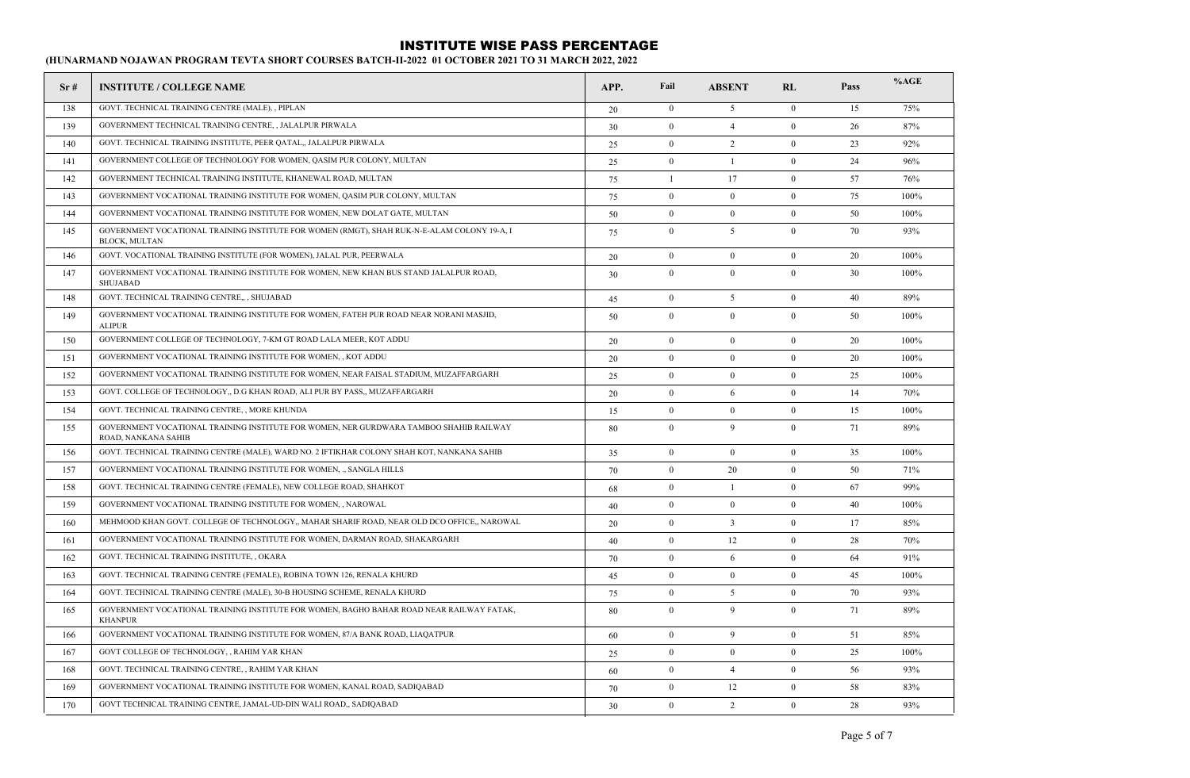# INSTITUTE WISE PASS PERCENTAGE

**(HUNARMAND NOJAWAN PROGRAM TEVTA SHORT COURSES BATCH-II-2022 01 OCTOBER 2021 TO 31 MARCH 2022, 2022**

| Sr # | INSTITUTE / COLLEGE NAME | APP. | Fail | ABSENT | RL | Pass | %AGE |
|---|---|---|---|---|---|---|---|
| 138 | GOVT. TECHNICAL TRAINING CENTRE (MALE), , PIPLAN | 20 | 0 | 5 | 0 | 15 | 75% |
| 139 | GOVERNMENT TECHNICAL TRAINING CENTRE, , JALALPUR PIRWALA | 30 | 0 | 4 | 0 | 26 | 87% |
| 140 | GOVT. TECHNICAL TRAINING INSTITUTE, PEER QATAL,, JALALPUR PIRWALA | 25 | 0 | 2 | 0 | 23 | 92% |
| 141 | GOVERNMENT COLLEGE OF TECHNOLOGY FOR WOMEN, QASIM PUR COLONY, MULTAN | 25 | 0 | 1 | 0 | 24 | 96% |
| 142 | GOVERNMENT TECHNICAL TRAINING INSTITUTE, KHANEWAL ROAD, MULTAN | 75 | 1 | 17 | 0 | 57 | 76% |
| 143 | GOVERNMENT VOCATIONAL TRAINING INSTITUTE FOR WOMEN, QASIM PUR COLONY, MULTAN | 75 | 0 | 0 | 0 | 75 | 100% |
| 144 | GOVERNMENT VOCATIONAL TRAINING INSTITUTE FOR WOMEN, NEW DOLAT GATE, MULTAN | 50 | 0 | 0 | 0 | 50 | 100% |
| 145 | GOVERNMENT VOCATIONAL TRAINING INSTITUTE FOR WOMEN (RMGT), SHAH RUK-N-E-ALAM COLONY 19-A, I BLOCK, MULTAN | 75 | 0 | 5 | 0 | 70 | 93% |
| 146 | GOVT. VOCATIONAL TRAINING INSTITUTE (FOR WOMEN), JALAL PUR, PEERWALA | 20 | 0 | 0 | 0 | 20 | 100% |
| 147 | GOVERNMENT VOCATIONAL TRAINING INSTITUTE FOR WOMEN, NEW KHAN BUS STAND JALALPUR ROAD, SHUJABAD | 30 | 0 | 0 | 0 | 30 | 100% |
| 148 | GOVT. TECHNICAL TRAINING CENTRE,, , SHUJABAD | 45 | 0 | 5 | 0 | 40 | 89% |
| 149 | GOVERNMENT VOCATIONAL TRAINING INSTITUTE FOR WOMEN, FATEH PUR ROAD NEAR NORANI MASJID, ALIPUR | 50 | 0 | 0 | 0 | 50 | 100% |
| 150 | GOVERNMENT COLLEGE OF TECHNOLOGY, 7-KM GT ROAD LALA MEER, KOT ADDU | 20 | 0 | 0 | 0 | 20 | 100% |
| 151 | GOVERNMENT VOCATIONAL TRAINING INSTITUTE FOR WOMEN, , KOT ADDU | 20 | 0 | 0 | 0 | 20 | 100% |
| 152 | GOVERNMENT VOCATIONAL TRAINING INSTITUTE FOR WOMEN, NEAR FAISAL STADIUM, MUZAFFARGARH | 25 | 0 | 0 | 0 | 25 | 100% |
| 153 | GOVT. COLLEGE OF TECHNOLOGY,, D.G KHAN ROAD, ALI PUR BY PASS,, MUZAFFARGARH | 20 | 0 | 6 | 0 | 14 | 70% |
| 154 | GOVT. TECHNICAL TRAINING CENTRE, , MORE KHUNDA | 15 | 0 | 0 | 0 | 15 | 100% |
| 155 | GOVERNMENT VOCATIONAL TRAINING INSTITUTE FOR WOMEN, NER GURDWARA TAMBOO SHAHIB RAILWAY ROAD, NANKANA SAHIB | 80 | 0 | 9 | 0 | 71 | 89% |
| 156 | GOVT. TECHNICAL TRAINING CENTRE (MALE), WARD NO. 2 IFTIKHAR COLONY SHAH KOT, NANKANA SAHIB | 35 | 0 | 0 | 0 | 35 | 100% |
| 157 | GOVERNMENT VOCATIONAL TRAINING INSTITUTE FOR WOMEN, ., SANGLA HILLS | 70 | 0 | 20 | 0 | 50 | 71% |
| 158 | GOVT. TECHNICAL TRAINING CENTRE (FEMALE), NEW COLLEGE ROAD, SHAHKOT | 68 | 0 | 1 | 0 | 67 | 99% |
| 159 | GOVERNMENT VOCATIONAL TRAINING INSTITUTE FOR WOMEN, , NAROWAL | 40 | 0 | 0 | 0 | 40 | 100% |
| 160 | MEHMOOD KHAN GOVT. COLLEGE OF TECHNOLOGY,, MAHAR SHARIF ROAD, NEAR OLD DCO OFFICE,, NAROWAL | 20 | 0 | 3 | 0 | 17 | 85% |
| 161 | GOVERNMENT VOCATIONAL TRAINING INSTITUTE FOR WOMEN, DARMAN ROAD, SHAKARGARH | 40 | 0 | 12 | 0 | 28 | 70% |
| 162 | GOVT. TECHNICAL TRAINING INSTITUTE, , OKARA | 70 | 0 | 6 | 0 | 64 | 91% |
| 163 | GOVT. TECHNICAL TRAINING CENTRE (FEMALE), ROBINA TOWN 126, RENALA KHURD | 45 | 0 | 0 | 0 | 45 | 100% |
| 164 | GOVT. TECHNICAL TRAINING CENTRE (MALE), 30-B HOUSING SCHEME, RENALA KHURD | 75 | 0 | 5 | 0 | 70 | 93% |
| 165 | GOVERNMENT VOCATIONAL TRAINING INSTITUTE FOR WOMEN, BAGHO BAHAR ROAD NEAR RAILWAY FATAK, KHANPUR | 80 | 0 | 9 | 0 | 71 | 89% |
| 166 | GOVERNMENT VOCATIONAL TRAINING INSTITUTE FOR WOMEN, 87/A BANK ROAD, LIAQATPUR | 60 | 0 | 9 | 0 | 51 | 85% |
| 167 | GOVT COLLEGE OF TECHNOLOGY, , RAHIM YAR KHAN | 25 | 0 | 0 | 0 | 25 | 100% |
| 168 | GOVT. TECHNICAL TRAINING CENTRE, , RAHIM YAR KHAN | 60 | 0 | 4 | 0 | 56 | 93% |
| 169 | GOVERNMENT VOCATIONAL TRAINING INSTITUTE FOR WOMEN, KANAL ROAD, SADIQABAD | 70 | 0 | 12 | 0 | 58 | 83% |
| 170 | GOVT TECHNICAL TRAINING CENTRE, JAMAL-UD-DIN WALI ROAD,, SADIQABAD | 30 | 0 | 2 | 0 | 28 | 93% |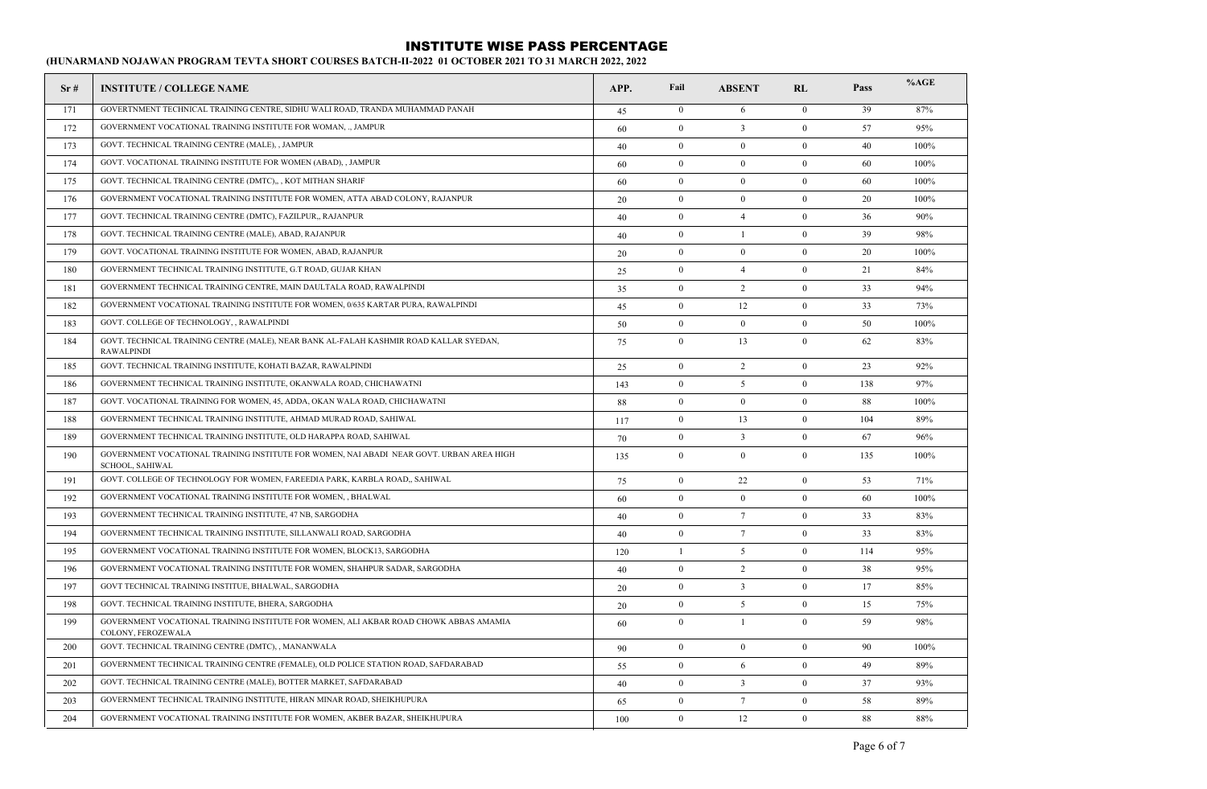# INSTITUTE WISE PASS PERCENTAGE

**(HUNARMAND NOJAWAN PROGRAM TEVTA SHORT COURSES BATCH-II-2022 01 OCTOBER 2021 TO 31 MARCH 2022, 2022**

| Sr # | INSTITUTE / COLLEGE NAME | APP. | Fail | ABSENT | RL | Pass | %AGE |
|---|---|---|---|---|---|---|---|
| 171 | GOVERTNMENT TECHNICAL TRAINING CENTRE, SIDHU WALI ROAD, TRANDA MUHAMMAD PANAH | 45 | 0 | 6 | 0 | 39 | 87% |
| 172 | GOVERNMENT VOCATIONAL TRAINING INSTITUTE FOR WOMAN, ., JAMPUR | 60 | 0 | 3 | 0 | 57 | 95% |
| 173 | GOVT. TECHNICAL TRAINING CENTRE (MALE), , JAMPUR | 40 | 0 | 0 | 0 | 40 | 100% |
| 174 | GOVT. VOCATIONAL TRAINING INSTITUTE FOR WOMEN (ABAD), , JAMPUR | 60 | 0 | 0 | 0 | 60 | 100% |
| 175 | GOVT. TECHNICAL TRAINING CENTRE (DMTC),, , KOT MITHAN SHARIF | 60 | 0 | 0 | 0 | 60 | 100% |
| 176 | GOVERNMENT VOCATIONAL TRAINING INSTITUTE FOR WOMEN, ATTA ABAD COLONY, RAJANPUR | 20 | 0 | 0 | 0 | 20 | 100% |
| 177 | GOVT. TECHNICAL TRAINING CENTRE (DMTC), FAZILPUR,, RAJANPUR | 40 | 0 | 4 | 0 | 36 | 90% |
| 178 | GOVT. TECHNICAL TRAINING CENTRE (MALE), ABAD, RAJANPUR | 40 | 0 | 1 | 0 | 39 | 98% |
| 179 | GOVT. VOCATIONAL TRAINING INSTITUTE FOR WOMEN, ABAD, RAJANPUR | 20 | 0 | 0 | 0 | 20 | 100% |
| 180 | GOVERNMENT TECHNICAL TRAINING INSTITUTE, G.T ROAD, GUJAR KHAN | 25 | 0 | 4 | 0 | 21 | 84% |
| 181 | GOVERNMENT TECHNICAL TRAINING CENTRE, MAIN DAULTALA ROAD, RAWALPINDI | 35 | 0 | 2 | 0 | 33 | 94% |
| 182 | GOVERNMENT VOCATIONAL TRAINING INSTITUTE FOR WOMEN, 0/635 KARTAR PURA, RAWALPINDI | 45 | 0 | 12 | 0 | 33 | 73% |
| 183 | GOVT. COLLEGE OF TECHNOLOGY, , RAWALPINDI | 50 | 0 | 0 | 0 | 50 | 100% |
| 184 | GOVT. TECHNICAL TRAINING CENTRE (MALE), NEAR BANK AL-FALAH KASHMIR ROAD KALLAR SYEDAN, RAWALPINDI | 75 | 0 | 13 | 0 | 62 | 83% |
| 185 | GOVT. TECHNICAL TRAINING INSTITUTE, KOHATI BAZAR, RAWALPINDI | 25 | 0 | 2 | 0 | 23 | 92% |
| 186 | GOVERNMENT TECHNICAL TRAINING INSTITUTE, OKANWALA ROAD, CHICHAWATNI | 143 | 0 | 5 | 0 | 138 | 97% |
| 187 | GOVT. VOCATIONAL TRAINING FOR WOMEN, 45, ADDA, OKAN WALA ROAD, CHICHAWATNI | 88 | 0 | 0 | 0 | 88 | 100% |
| 188 | GOVERNMENT TECHNICAL TRAINING INSTITUTE, AHMAD MURAD ROAD, SAHIWAL | 117 | 0 | 13 | 0 | 104 | 89% |
| 189 | GOVERNMENT TECHNICAL TRAINING INSTITUTE, OLD HARAPPA ROAD, SAHIWAL | 70 | 0 | 3 | 0 | 67 | 96% |
| 190 | GOVERNMENT VOCATIONAL TRAINING INSTITUTE FOR WOMEN, NAI ABADI NEAR GOVT. URBAN AREA HIGH SCHOOL, SAHIWAL | 135 | 0 | 0 | 0 | 135 | 100% |
| 191 | GOVT. COLLEGE OF TECHNOLOGY FOR WOMEN, FAREEDIA PARK, KARBLA ROAD,, SAHIWAL | 75 | 0 | 22 | 0 | 53 | 71% |
| 192 | GOVERNMENT VOCATIONAL TRAINING INSTITUTE FOR WOMEN, , BHALWAL | 60 | 0 | 0 | 0 | 60 | 100% |
| 193 | GOVERNMENT TECHNICAL TRAINING INSTITUTE, 47 NB, SARGODHA | 40 | 0 | 7 | 0 | 33 | 83% |
| 194 | GOVERNMENT TECHNICAL TRAINING INSTITUTE, SILLANWALI ROAD, SARGODHA | 40 | 0 | 7 | 0 | 33 | 83% |
| 195 | GOVERNMENT VOCATIONAL TRAINING INSTITUTE FOR WOMEN, BLOCK13, SARGODHA | 120 | 1 | 5 | 0 | 114 | 95% |
| 196 | GOVERNMENT VOCATIONAL TRAINING INSTITUTE FOR WOMEN, SHAHPUR SADAR, SARGODHA | 40 | 0 | 2 | 0 | 38 | 95% |
| 197 | GOVT TECHNICAL TRAINING INSTITUE, BHALWAL, SARGODHA | 20 | 0 | 3 | 0 | 17 | 85% |
| 198 | GOVT. TECHNICAL TRAINING INSTITUTE, BHERA, SARGODHA | 20 | 0 | 5 | 0 | 15 | 75% |
| 199 | GOVERNMENT VOCATIONAL TRAINING INSTITUTE FOR WOMEN, ALI AKBAR ROAD CHOWK ABBAS AMAMIA COLONY, FEROZEWALA | 60 | 0 | 1 | 0 | 59 | 98% |
| 200 | GOVT. TECHNICAL TRAINING CENTRE (DMTC), , MANANWALA | 90 | 0 | 0 | 0 | 90 | 100% |
| 201 | GOVERNMENT TECHNICAL TRAINING CENTRE (FEMALE), OLD POLICE STATION ROAD, SAFDARABAD | 55 | 0 | 6 | 0 | 49 | 89% |
| 202 | GOVT. TECHNICAL TRAINING CENTRE (MALE), BOTTER MARKET, SAFDARABAD | 40 | 0 | 3 | 0 | 37 | 93% |
| 203 | GOVERNMENT TECHNICAL TRAINING INSTITUTE, HIRAN MINAR ROAD, SHEIKHUPURA | 65 | 0 | 7 | 0 | 58 | 89% |
| 204 | GOVERNMENT VOCATIONAL TRAINING INSTITUTE FOR WOMEN, AKBER BAZAR, SHEIKHUPURA | 100 | 0 | 12 | 0 | 88 | 88% |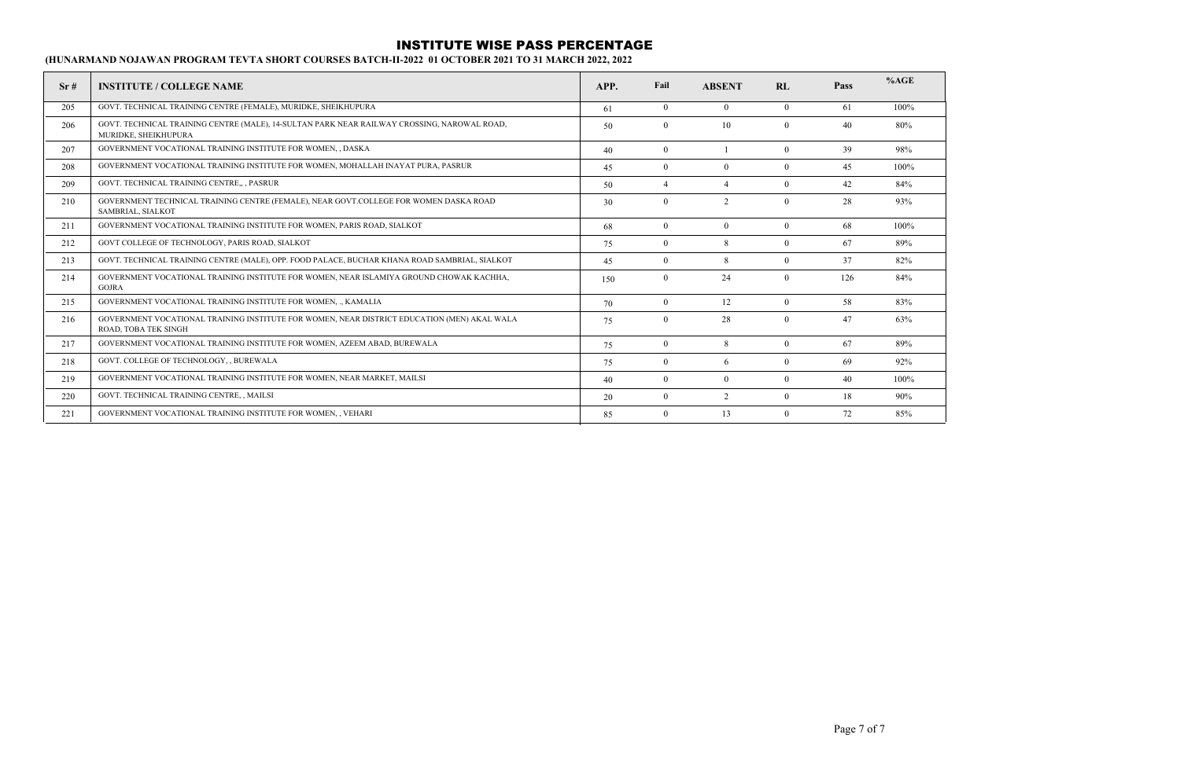# INSTITUTE WISE PASS PERCENTAGE

**(HUNARMAND NOJAWAN PROGRAM TEVTA SHORT COURSES BATCH-II-2022 01 OCTOBER 2021 TO 31 MARCH 2022, 2022**

| Sr # | INSTITUTE / COLLEGE NAME | APP. | Fail | ABSENT | RL | Pass | %AGE |
|---|---|---|---|---|---|---|---|
| 205 | GOVT. TECHNICAL TRAINING CENTRE (FEMALE), MURIDKE, SHEIKHUPURA | 61 | 0 | 0 | 0 | 61 | 100% |
| 206 | GOVT. TECHNICAL TRAINING CENTRE (MALE), 14-SULTAN PARK NEAR RAILWAY CROSSING, NAROWAL ROAD, MURIDKE, SHEIKHUPURA | 50 | 0 | 10 | 0 | 40 | 80% |
| 207 | GOVERNMENT VOCATIONAL TRAINING INSTITUTE FOR WOMEN, , DASKA | 40 | 0 | 1 | 0 | 39 | 98% |
| 208 | GOVERNMENT VOCATIONAL TRAINING INSTITUTE FOR WOMEN, MOHALLAH INAYAT PURA, PASRUR | 45 | 0 | 0 | 0 | 45 | 100% |
| 209 | GOVT. TECHNICAL TRAINING CENTRE,, , PASRUR | 50 | 4 | 4 | 0 | 42 | 84% |
| 210 | GOVERNMENT TECHNICAL TRAINING CENTRE (FEMALE), NEAR GOVT.COLLEGE FOR WOMEN DASKA ROAD SAMBRIAL, SIALKOT | 30 | 0 | 2 | 0 | 28 | 93% |
| 211 | GOVERNMENT VOCATIONAL TRAINING INSTITUTE FOR WOMEN, PARIS ROAD, SIALKOT | 68 | 0 | 0 | 0 | 68 | 100% |
| 212 | GOVT COLLEGE OF TECHNOLOGY, PARIS ROAD, SIALKOT | 75 | 0 | 8 | 0 | 67 | 89% |
| 213 | GOVT. TECHNICAL TRAINING CENTRE (MALE), OPP. FOOD PALACE, BUCHAR KHANA ROAD SAMBRIAL, SIALKOT | 45 | 0 | 8 | 0 | 37 | 82% |
| 214 | GOVERNMENT VOCATIONAL TRAINING INSTITUTE FOR WOMEN, NEAR ISLAMIYA GROUND CHOWAK KACHHA, GOJRA | 150 | 0 | 24 | 0 | 126 | 84% |
| 215 | GOVERNMENT VOCATIONAL TRAINING INSTITUTE FOR WOMEN, ., KAMALIA | 70 | 0 | 12 | 0 | 58 | 83% |
| 216 | GOVERNMENT VOCATIONAL TRAINING INSTITUTE FOR WOMEN, NEAR DISTRICT EDUCATION (MEN) AKAL WALA ROAD, TOBA TEK SINGH | 75 | 0 | 28 | 0 | 47 | 63% |
| 217 | GOVERNMENT VOCATIONAL TRAINING INSTITUTE FOR WOMEN, AZEEM ABAD, BUREWALA | 75 | 0 | 8 | 0 | 67 | 89% |
| 218 | GOVT. COLLEGE OF TECHNOLOGY, , BUREWALA | 75 | 0 | 6 | 0 | 69 | 92% |
| 219 | GOVERNMENT VOCATIONAL TRAINING INSTITUTE FOR WOMEN, NEAR MARKET, MAILSI | 40 | 0 | 0 | 0 | 40 | 100% |
| 220 | GOVT. TECHNICAL TRAINING CENTRE, , MAILSI | 20 | 0 | 2 | 0 | 18 | 90% |
| 221 | GOVERNMENT VOCATIONAL TRAINING INSTITUTE FOR WOMEN, , VEHARI | 85 | 0 | 13 | 0 | 72 | 85% |